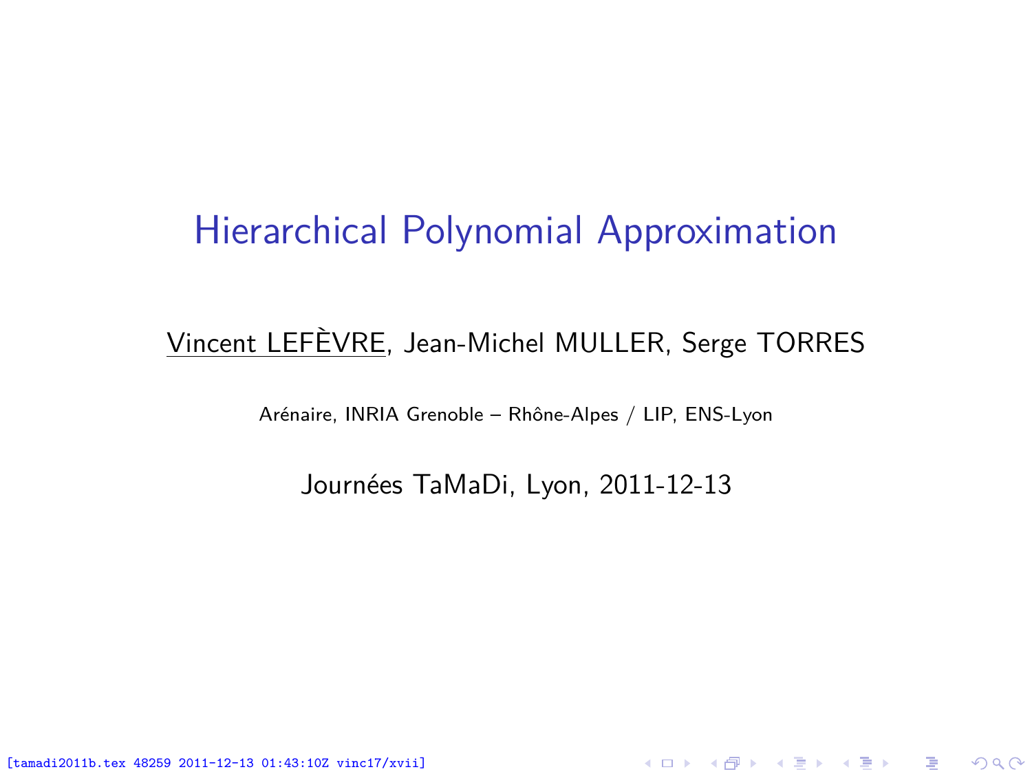# Hierarchical Polynomial Approximation

Vincent LEFÈVRE, Jean-Michel MULLER, Serge TORRES

Arénaire, INRIA Grenoble – Rhône-Alpes / LIP, ENS-Lyon

Journées TaMaDi, Lyon, 2011-12-13

[tamadi2011b.tex 48259 2011-12-13 01:43:10Z vinc17/xvii]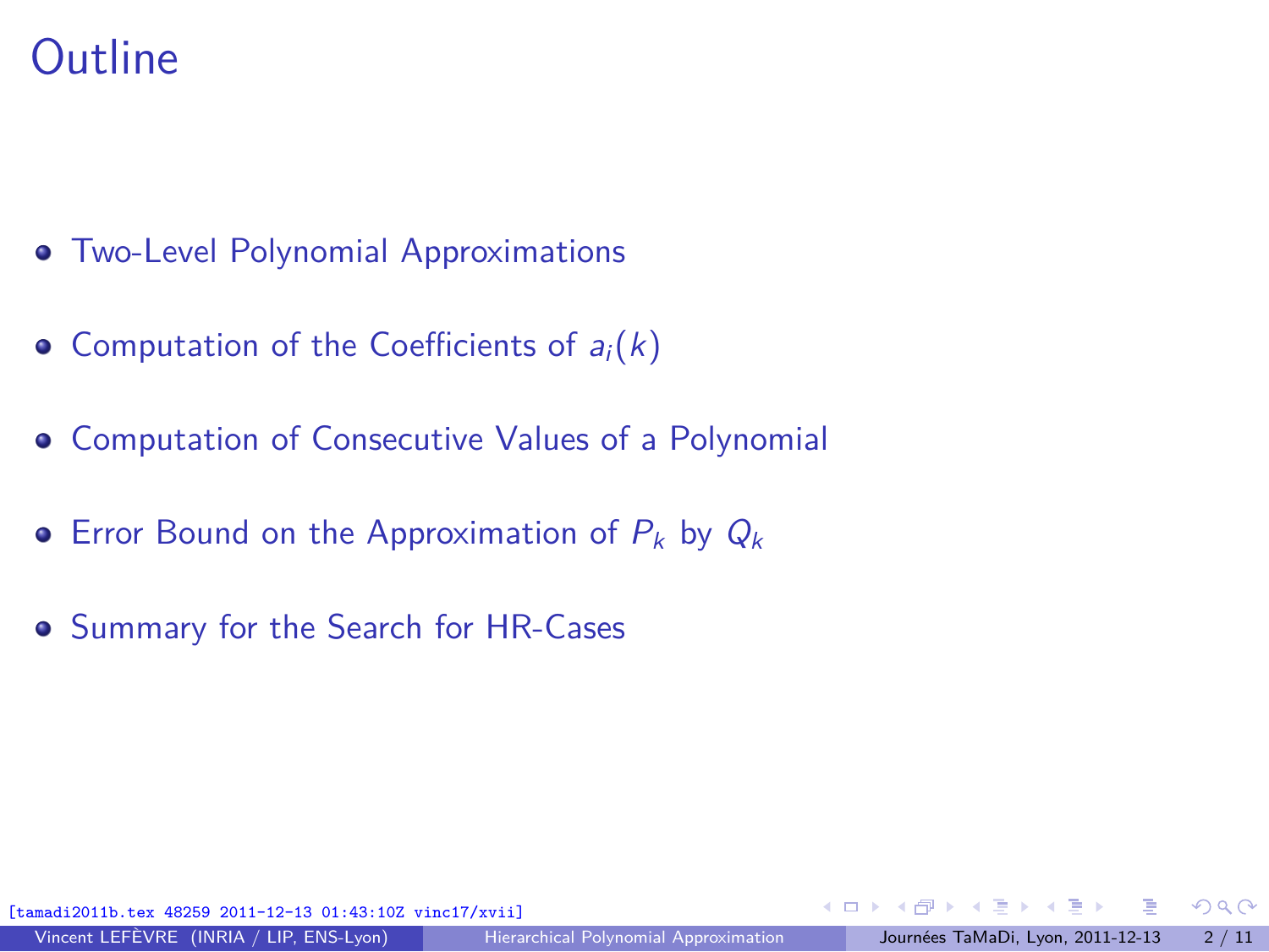# Outline

- Two-Level Polynomial Approximations
- Computation of the Coefficients of $a_i(k)$
- Computation of Consecutive Values of a Polynomial
- Error Bound on the Approximation of $P_k$ by $Q_k$
- Summary for the Search for HR-Cases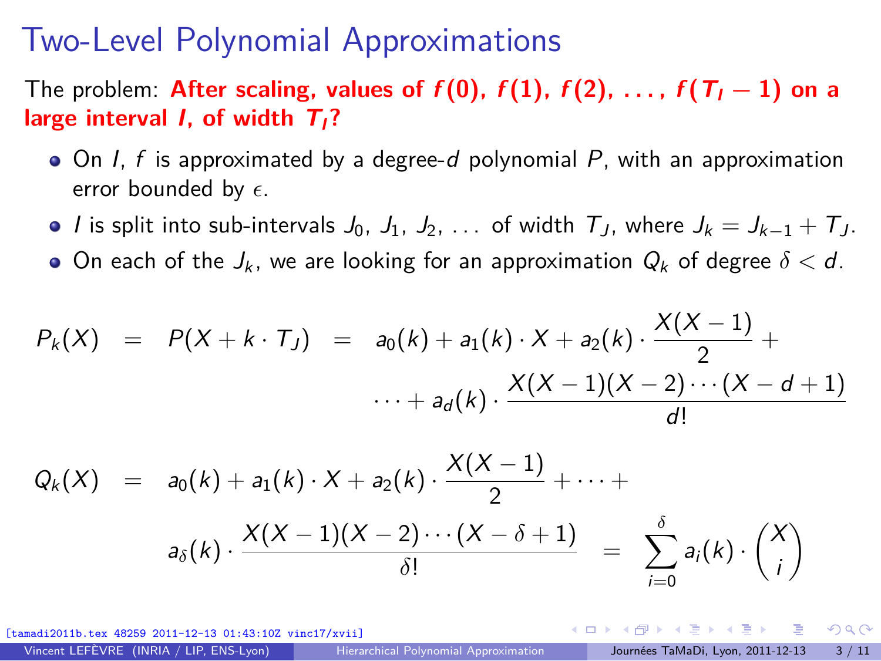# Two-Level Polynomial Approximations

The problem: **After scaling, values of $f(0)$, $f(1)$, $f(2)$, ..., $f(T_I - 1)$ on a large interval $I$, of width $T_I$?**

- On $I$, $f$ is approximated by a degree-$d$ polynomial $P$, with an approximation error bounded by $\epsilon$.
- $I$ is split into sub-intervals $J_0$, $J_1$, $J_2$, ... of width $T_J$, where $J_k = J_{k-1} + T_J$.
- On each of the $J_k$, we are looking for an approximation $Q_k$ of degree $\delta < d$.

$$
\begin{aligned}
P_k(X) &= P(X + k \cdot T_J) = a_0(k) + a_1(k) \cdot X + a_2(k) \cdot \frac{X(X-1)}{2} + \\
&\qquad \cdots + a_d(k) \cdot \frac{X(X-1)(X-2)\cdots(X-d+1)}{d!}
\end{aligned}
$$

$$
\begin{aligned}
Q_k(X) &= a_0(k) + a_1(k) \cdot X + a_2(k) \cdot \frac{X(X-1)}{2} + \cdots + \\
&\qquad a_\delta(k) \cdot \frac{X(X-1)(X-2)\cdots(X-\delta+1)}{\delta!} = \sum_{i=0}^{\delta} a_i(k) \cdot \binom{X}{i}
\end{aligned}
$$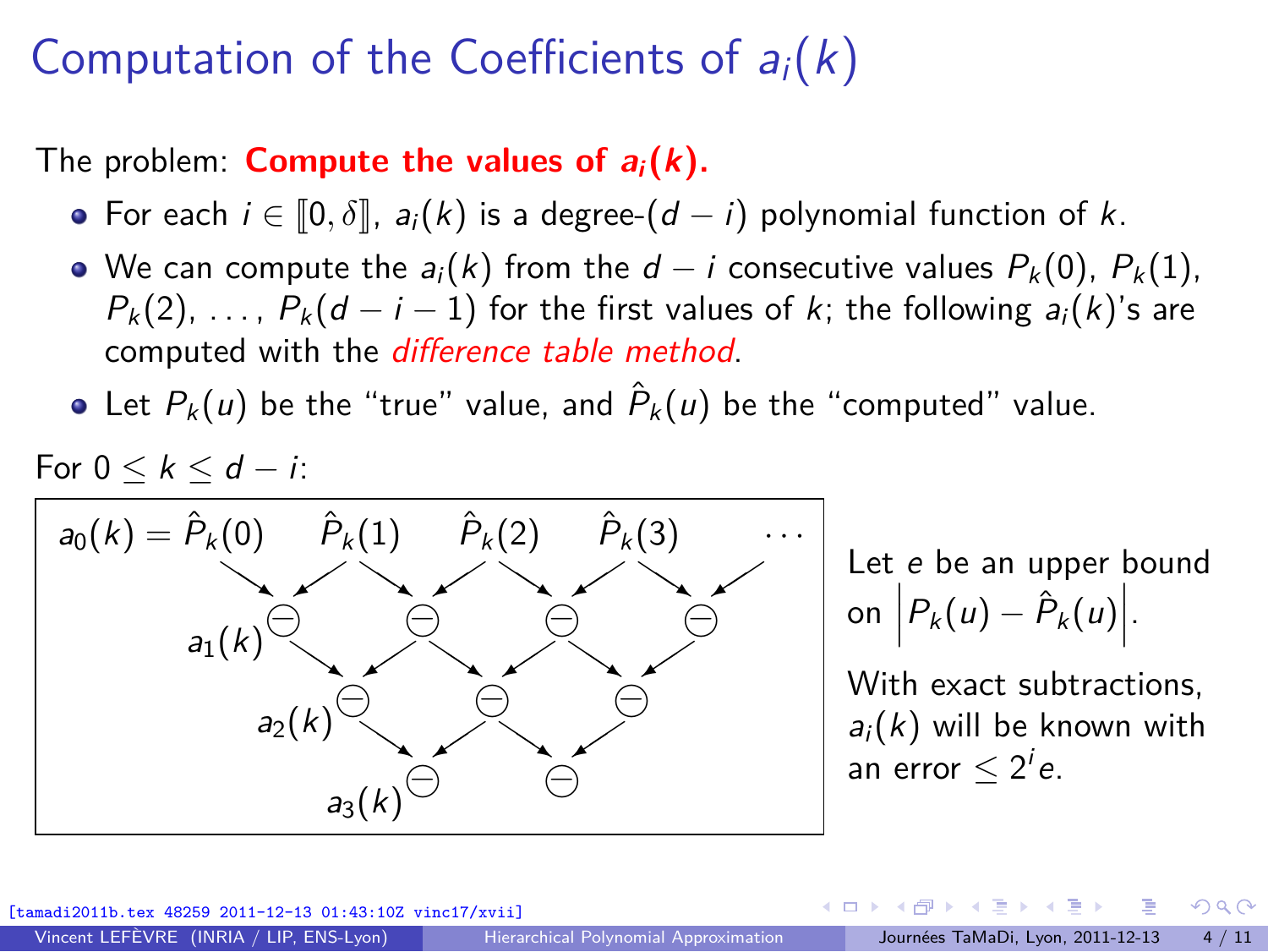# Computation of the Coefficients of $a_i(k)$

The problem: **Compute the values of $a_i(k)$.**

- For each $i \in [\![0, \delta]\!]$, $a_i(k)$ is a degree-$(d-i)$ polynomial function of $k$.
- We can compute the $a_i(k)$ from the $d-i$ consecutive values $P_k(0)$, $P_k(1)$, $P_k(2)$, ..., $P_k(d-i-1)$ for the first values of $k$; the following $a_i(k)$'s are computed with the *difference table method*.
- Let $P_k(u)$ be the "true" value, and $\hat{P}_k(u)$ be the "computed" value.

For $0 \le k \le d - i$:

$a_0(k) = \hat{P}_k(0)$ $\quad \hat{P}_k(1)$ $\quad \hat{P}_k(2)$ $\quad \hat{P}_k(3)$ $\quad \cdots$

$a_1(k)$ $\ominus$ $\ominus$ $\ominus$ $\ominus$

$a_2(k)$ $\ominus$ $\ominus$ $\ominus$

$a_3(k)$ $\ominus$ $\ominus$

Let $e$ be an upper bound on $\left|P_k(u) - \hat{P}_k(u)\right|$.

With exact subtractions, $a_i(k)$ will be known with an error $\le 2^i e$.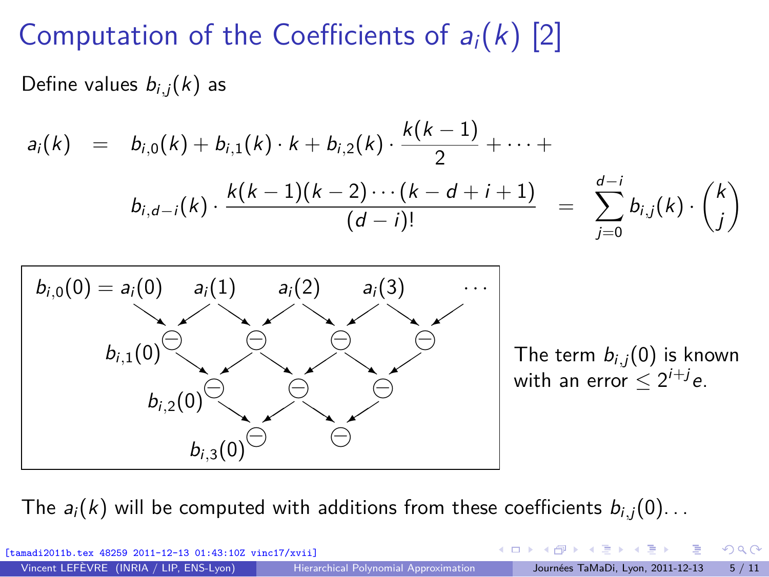# Computation of the Coefficients of $a_i(k)$ [2]

Define values $b_{i,j}(k)$ as

$$
\begin{aligned}
a_i(k) &= b_{i,0}(k) + b_{i,1}(k) \cdot k + b_{i,2}(k) \cdot \frac{k(k-1)}{2} + \cdots + \\
&\quad b_{i,d-i}(k) \cdot \frac{k(k-1)(k-2)\cdots(k-d+i+1)}{(d-i)!} = \sum_{j=0}^{d-i} b_{i,j}(k) \cdot \binom{k}{j}
\end{aligned}
$$

$b_{i,0}(0) = a_i(0)$ $\quad a_i(1) \quad a_i(2) \quad a_i(3) \quad \cdots$

$b_{i,1}(0) \ominus \quad \ominus \quad \ominus \quad \ominus$

$b_{i,2}(0) \ominus \quad \ominus \quad \ominus$

$b_{i,3}(0) \ominus \quad \ominus$

The term $b_{i,j}(0)$ is known with an error $\leq 2^{i+j}e$.

The $a_i(k)$ will be computed with additions from these coefficients $b_{i,j}(0)$...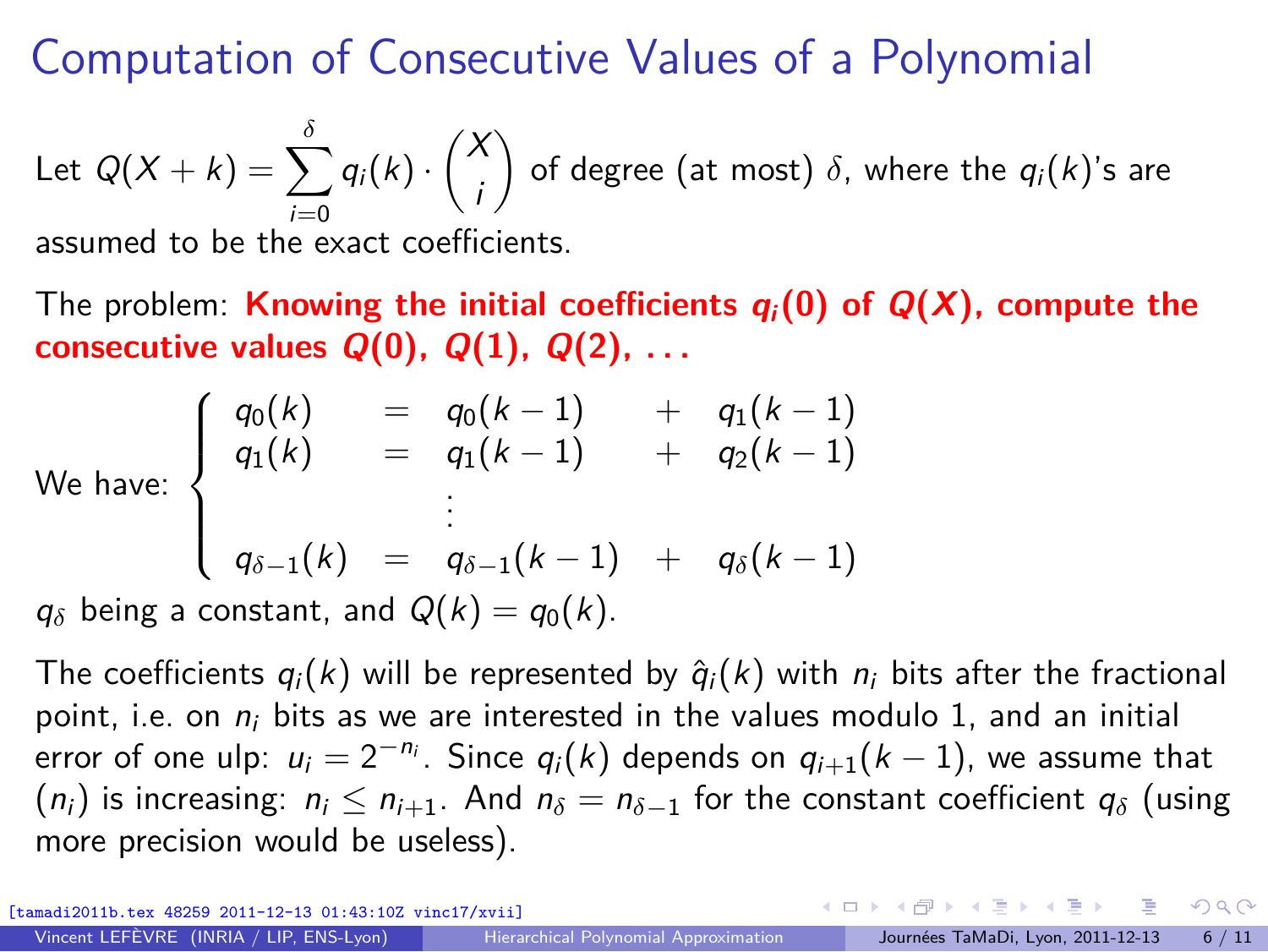# Computation of Consecutive Values of a Polynomial

Let $Q(X+k) = \sum_{i=0}^{\delta} q_i(k) \cdot \binom{X}{i}$ of degree (at most) $\delta$, where the $q_i(k)$'s are assumed to be the exact coefficients.

The problem: **Knowing the initial coefficients $q_i(0)$ of $Q(X)$, compute the consecutive values $Q(0)$, $Q(1)$, $Q(2)$, ...**

We have:

$$\begin{cases} q_0(k) & = & q_0(k-1) & + & q_1(k-1) \\ q_1(k) & = & q_1(k-1) & + & q_2(k-1) \\ & & \vdots & & \\ q_{\delta-1}(k) & = & q_{\delta-1}(k-1) & + & q_\delta(k-1) \end{cases}$$

$q_\delta$ being a constant, and $Q(k) = q_0(k)$.

The coefficients $q_i(k)$ will be represented by $\hat{q}_i(k)$ with $n_i$ bits after the fractional point, i.e. on $n_i$ bits as we are interested in the values modulo 1, and an initial error of one ulp: $u_i = 2^{-n_i}$. Since $q_i(k)$ depends on $q_{i+1}(k-1)$, we assume that $(n_i)$ is increasing: $n_i \le n_{i+1}$. And $n_\delta = n_{\delta-1}$ for the constant coefficient $q_\delta$ (using more precision would be useless).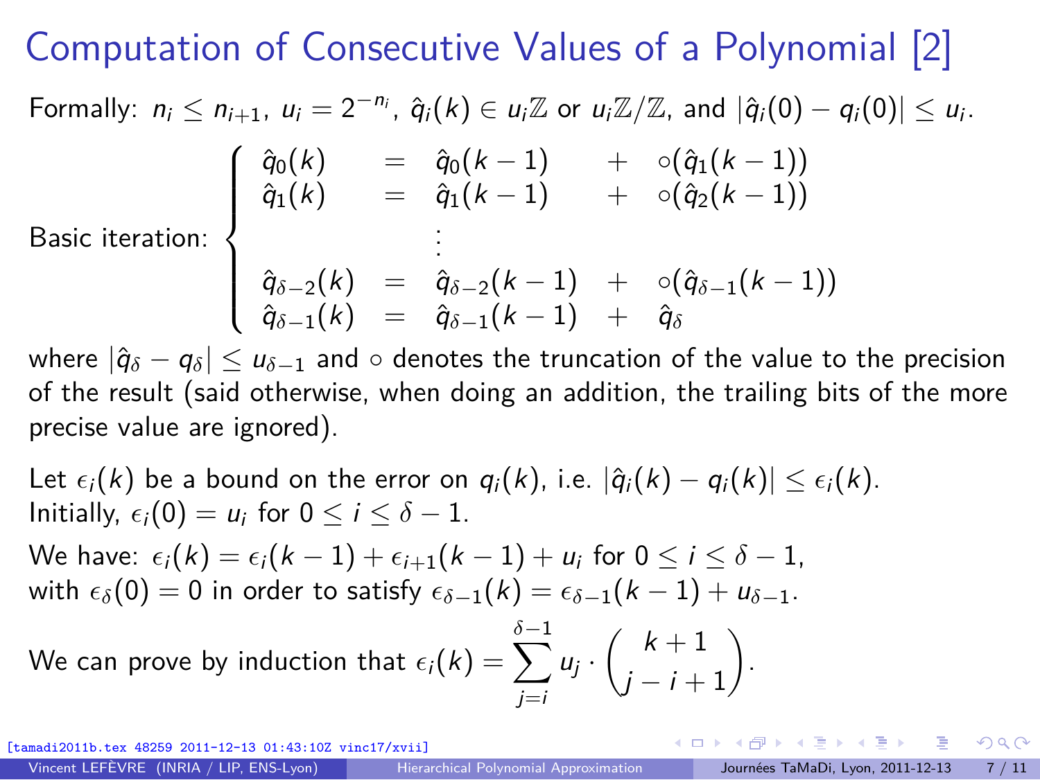# Computation of Consecutive Values of a Polynomial [2]

Formally: $n_i \le n_{i+1}$, $u_i = 2^{-n_i}$, $\hat{q}_i(k) \in u_i\mathbb{Z}$ or $u_i\mathbb{Z}/\mathbb{Z}$, and $|\hat{q}_i(0) - q_i(0)| \le u_i$.

Basic iteration:

$$
\left\{
\begin{array}{lclcl}
\hat{q}_0(k) & = & \hat{q}_0(k-1) & + & \circ(\hat{q}_1(k-1)) \\
\hat{q}_1(k) & = & \hat{q}_1(k-1) & + & \circ(\hat{q}_2(k-1)) \\
 & & \vdots & & \\
\hat{q}_{\delta-2}(k) & = & \hat{q}_{\delta-2}(k-1) & + & \circ(\hat{q}_{\delta-1}(k-1)) \\
\hat{q}_{\delta-1}(k) & = & \hat{q}_{\delta-1}(k-1) & + & \hat{q}_\delta
\end{array}
\right.
$$

where $|\hat{q}_\delta - q_\delta| \le u_{\delta-1}$ and $\circ$ denotes the truncation of the value to the precision of the result (said otherwise, when doing an addition, the trailing bits of the more precise value are ignored).

Let $\epsilon_i(k)$ be a bound on the error on $q_i(k)$, i.e. $|\hat{q}_i(k) - q_i(k)| \le \epsilon_i(k)$.
Initially, $\epsilon_i(0) = u_i$ for $0 \le i \le \delta - 1$.

We have: $\epsilon_i(k) = \epsilon_i(k-1) + \epsilon_{i+1}(k-1) + u_i$ for $0 \le i \le \delta - 1$,
with $\epsilon_\delta(0) = 0$ in order to satisfy $\epsilon_{\delta-1}(k) = \epsilon_{\delta-1}(k-1) + u_{\delta-1}$.

We can prove by induction that $\epsilon_i(k) = \displaystyle\sum_{j=i}^{\delta-1} u_j \cdot \binom{k+1}{j-i+1}$.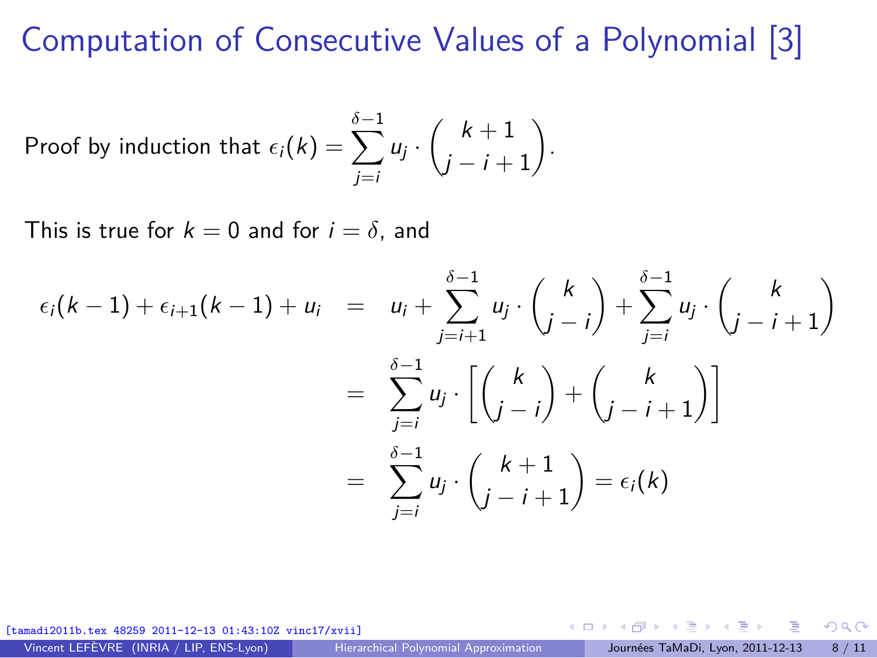# Computation of Consecutive Values of a Polynomial [3]

Proof by induction that $\epsilon_i(k) = \sum_{j=i}^{\delta-1} u_j \cdot \binom{k+1}{j-i+1}$.

This is true for $k = 0$ and for $i = \delta$, and

$$
\begin{aligned}
\epsilon_i(k-1) + \epsilon_{i+1}(k-1) + u_i &= u_i + \sum_{j=i+1}^{\delta-1} u_j \cdot \binom{k}{j-i} + \sum_{j=i}^{\delta-1} u_j \cdot \binom{k}{j-i+1} \\
&= \sum_{j=i}^{\delta-1} u_j \cdot \left[ \binom{k}{j-i} + \binom{k}{j-i+1} \right] \\
&= \sum_{j=i}^{\delta-1} u_j \cdot \binom{k+1}{j-i+1} = \epsilon_i(k)
\end{aligned}
$$

[tamadi2011b.tex 48259 2011-12-13 01:43:10Z vinc17/xvii]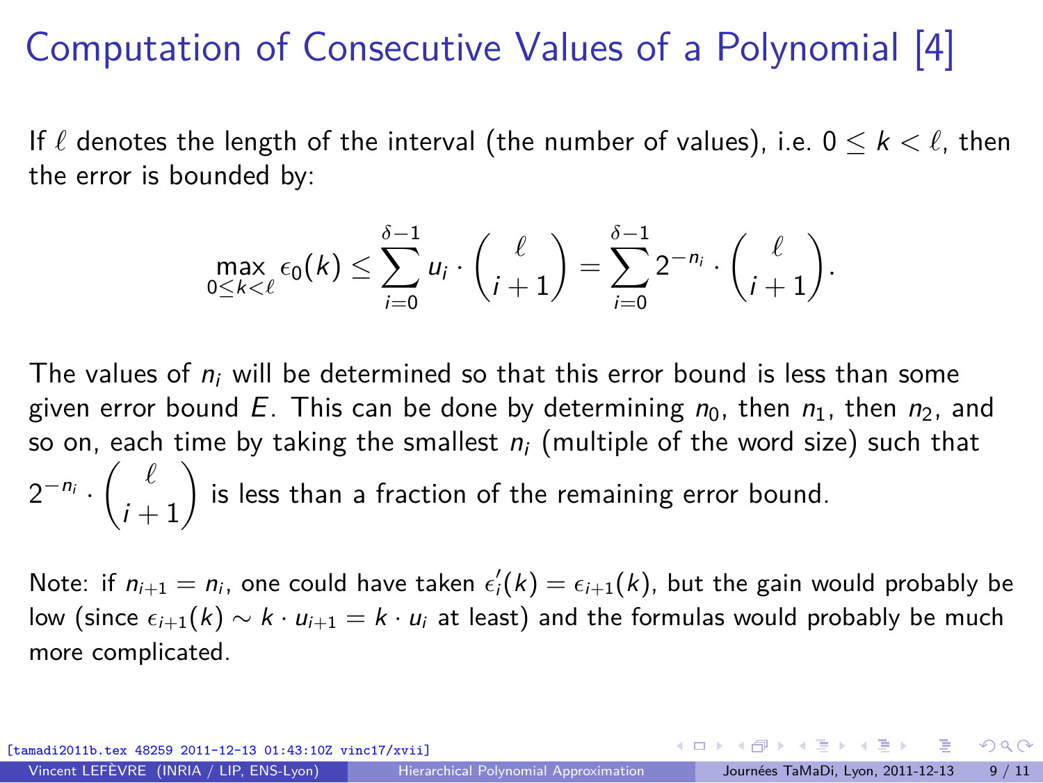# Computation of Consecutive Values of a Polynomial [4]

If $\ell$ denotes the length of the interval (the number of values), i.e. $0 \le k < \ell$, then the error is bounded by:

$$\max_{0 \le k < \ell} \epsilon_0(k) \le \sum_{i=0}^{\delta-1} u_i \cdot \binom{\ell}{i+1} = \sum_{i=0}^{\delta-1} 2^{-n_i} \cdot \binom{\ell}{i+1}.$$

The values of $n_i$ will be determined so that this error bound is less than some given error bound $E$. This can be done by determining $n_0$, then $n_1$, then $n_2$, and so on, each time by taking the smallest $n_i$ (multiple of the word size) such that $2^{-n_i} \cdot \binom{\ell}{i+1}$ is less than a fraction of the remaining error bound.

Note: if $n_{i+1} = n_i$, one could have taken $\epsilon'_i(k) = \epsilon_{i+1}(k)$, but the gain would probably be low (since $\epsilon_{i+1}(k) \sim k \cdot u_{i+1} = k \cdot u_i$ at least) and the formulas would probably be much more complicated.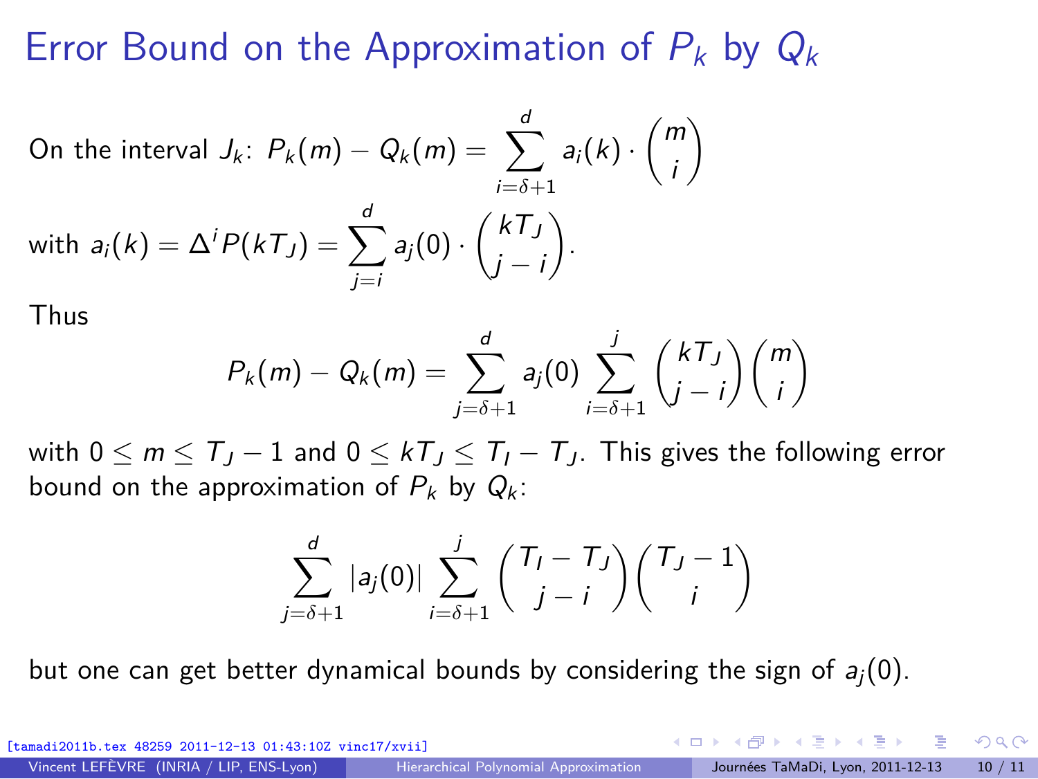# Error Bound on the Approximation of $P_k$ by $Q_k$

On the interval $J_k$: $P_k(m) - Q_k(m) = \displaystyle\sum_{i=\delta+1}^{d} a_i(k) \cdot \binom{m}{i}$

with $a_i(k) = \Delta^i P(kT_J) = \displaystyle\sum_{j=i}^{d} a_j(0) \cdot \binom{kT_J}{j-i}$.

Thus

$$P_k(m) - Q_k(m) = \sum_{j=\delta+1}^{d} a_j(0) \sum_{i=\delta+1}^{j} \binom{kT_J}{j-i}\binom{m}{i}$$

with $0 \leq m \leq T_J - 1$ and $0 \leq kT_J \leq T_I - T_J$. This gives the following error bound on the approximation of $P_k$ by $Q_k$:

$$\sum_{j=\delta+1}^{d} |a_j(0)| \sum_{i=\delta+1}^{j} \binom{T_I - T_J}{j-i}\binom{T_J - 1}{i}$$

but one can get better dynamical bounds by considering the sign of $a_j(0)$.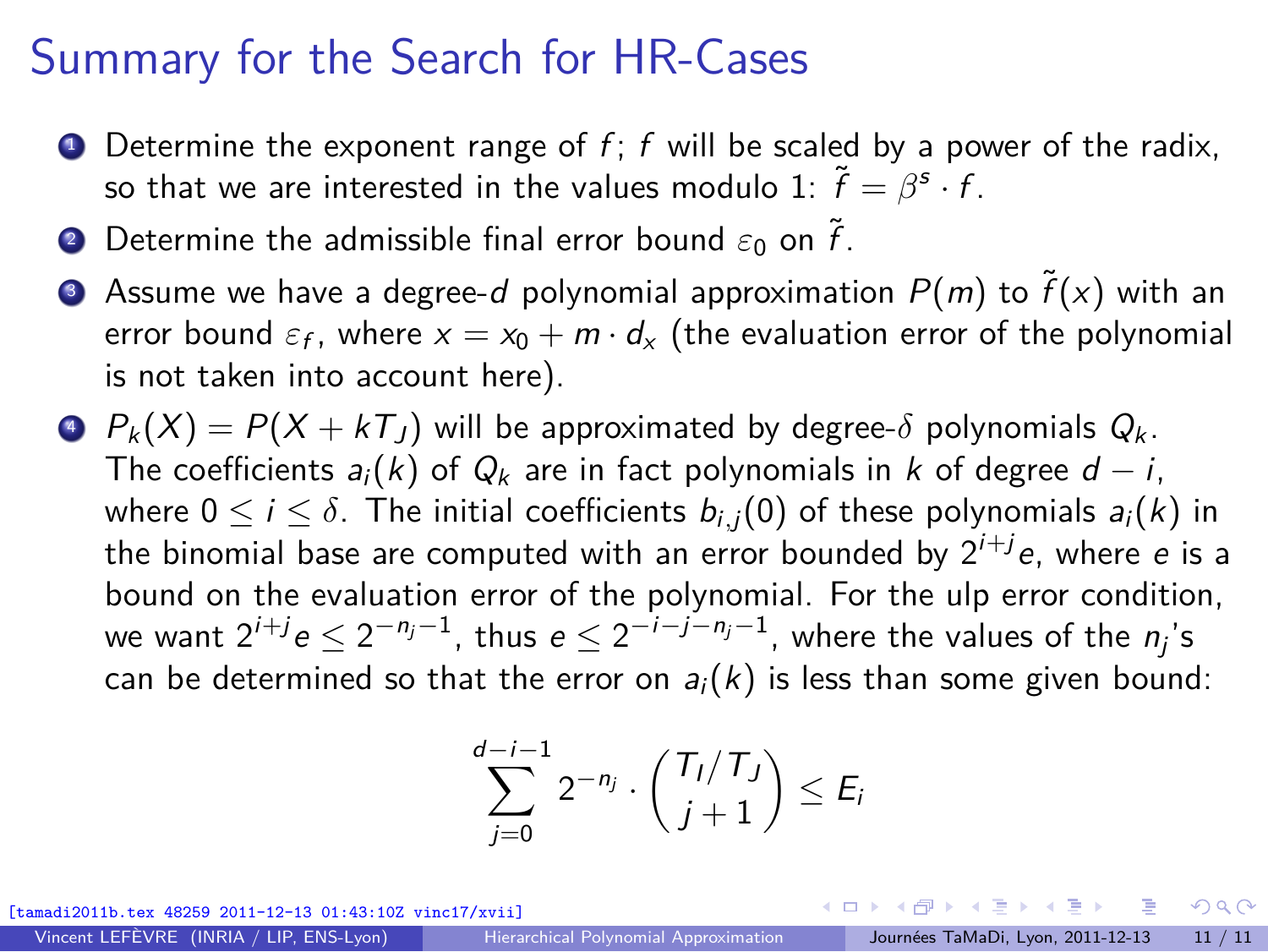# Summary for the Search for HR-Cases

1. Determine the exponent range of $f$; $f$ will be scaled by a power of the radix, so that we are interested in the values modulo 1: $\tilde{f} = \beta^s \cdot f$.
2. Determine the admissible final error bound $\varepsilon_0$ on $\tilde{f}$.
3. Assume we have a degree-$d$ polynomial approximation $P(m)$ to $\tilde{f}(x)$ with an error bound $\varepsilon_f$, where $x = x_0 + m \cdot d_x$ (the evaluation error of the polynomial is not taken into account here).
4. $P_k(X) = P(X + kT_J)$ will be approximated by degree-$\delta$ polynomials $Q_k$. The coefficients $a_i(k)$ of $Q_k$ are in fact polynomials in $k$ of degree $d - i$, where $0 \le i \le \delta$. The initial coefficients $b_{i,j}(0)$ of these polynomials $a_i(k)$ in the binomial base are computed with an error bounded by $2^{i+j}e$, where $e$ is a bound on the evaluation error of the polynomial. For the ulp error condition, we want $2^{i+j}e \le 2^{-n_j-1}$, thus $e \le 2^{-i-j-n_j-1}$, where the values of the $n_j$'s can be determined so that the error on $a_i(k)$ is less than some given bound:

$$\sum_{j=0}^{d-i-1} 2^{-n_j} \cdot \binom{T_I/T_J}{j+1} \le E_i$$